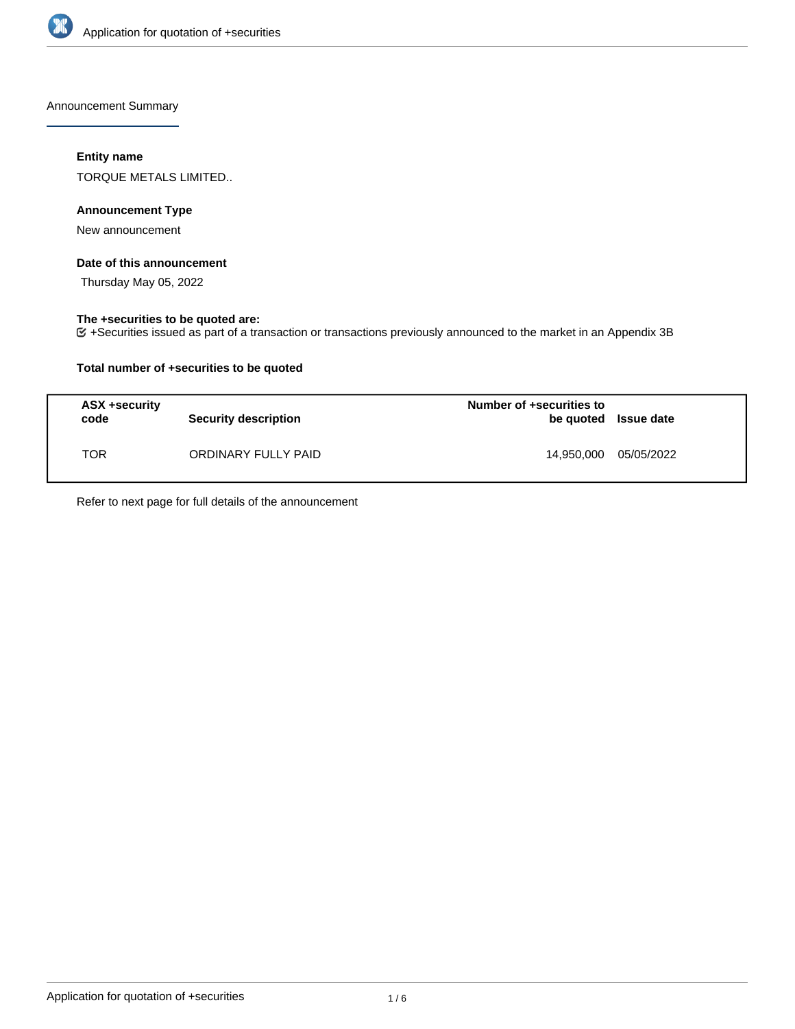Announcement Summary

**Entity name**

TORQUE METALS LIMITED..

**Announcement Type**

New announcement

**Date of this announcement**

Thursday May 05, 2022

**The +securities to be quoted are:**

+Securities issued as part of a transaction or transactions previously announced to the market in an Appendix 3B

**Total number of +securities to be quoted**

| ASX +security code | Security description | Number of +securities to be quoted | Issue date |
|---|---|---|---|
| TOR | ORDINARY FULLY PAID | 14,950,000 | 05/05/2022 |

Refer to next page for full details of the announcement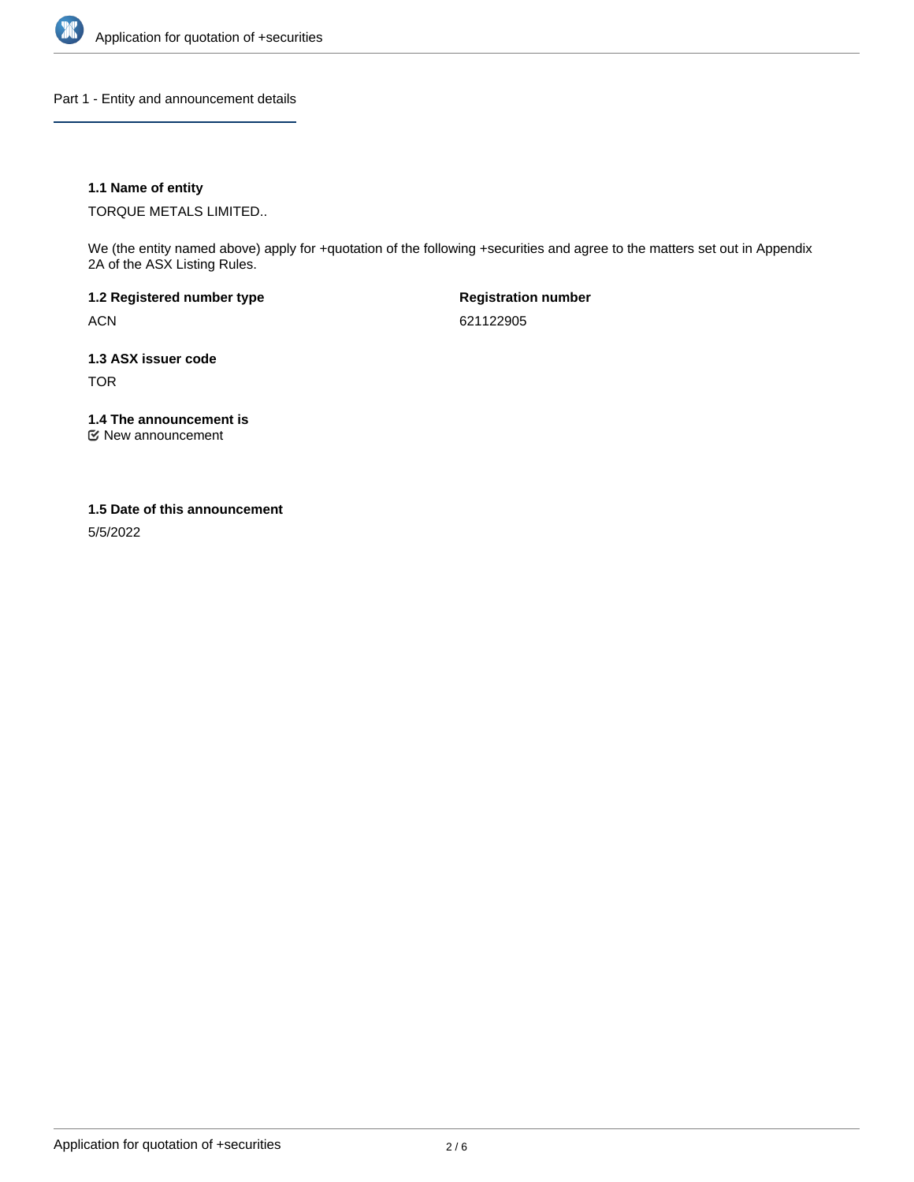## Part 1 - Entity and announcement details

### 1.1 Name of entity

TORQUE METALS LIMITED..

We (the entity named above) apply for +quotation of the following +securities and agree to the matters set out in Appendix 2A of the ASX Listing Rules.

### 1.2 Registered number type

ACN

### Registration number

621122905

### 1.3 ASX issuer code

TOR

### 1.4 The announcement is

☑ New announcement

### 1.5 Date of this announcement

5/5/2022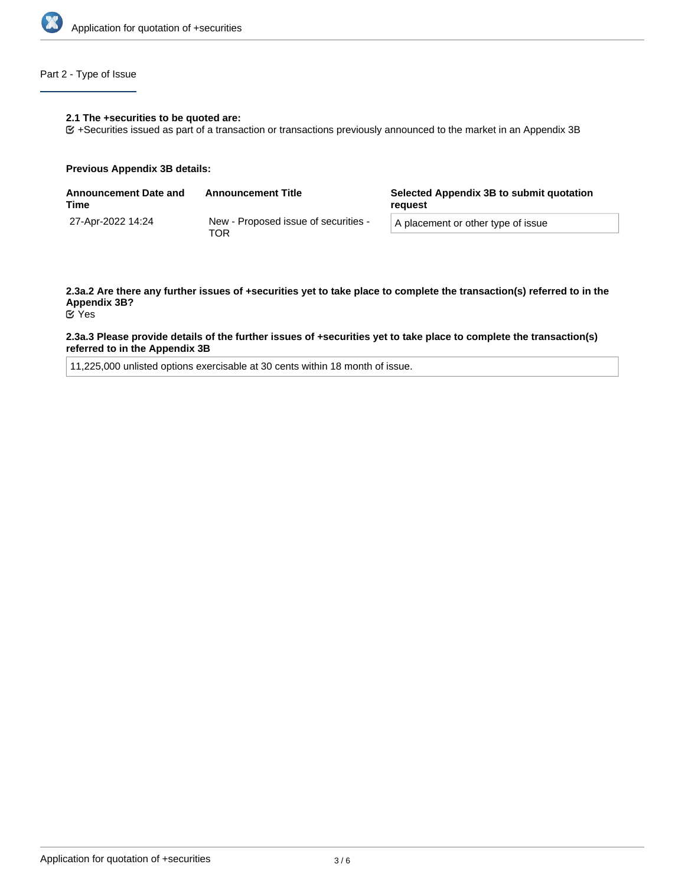## Part 2 - Type of Issue

**2.1 The +securities to be quoted are:**

☑ +Securities issued as part of a transaction or transactions previously announced to the market in an Appendix 3B

**Previous Appendix 3B details:**

| Announcement Date and Time | Announcement Title | Selected Appendix 3B to submit quotation request |
| --- | --- | --- |
| 27-Apr-2022 14:24 | New - Proposed issue of securities - TOR | A placement or other type of issue |

**2.3a.2 Are there any further issues of +securities yet to take place to complete the transaction(s) referred to in the Appendix 3B?**

☑ Yes

**2.3a.3 Please provide details of the further issues of +securities yet to take place to complete the transaction(s) referred to in the Appendix 3B**

11,225,000 unlisted options exercisable at 30 cents within 18 month of issue.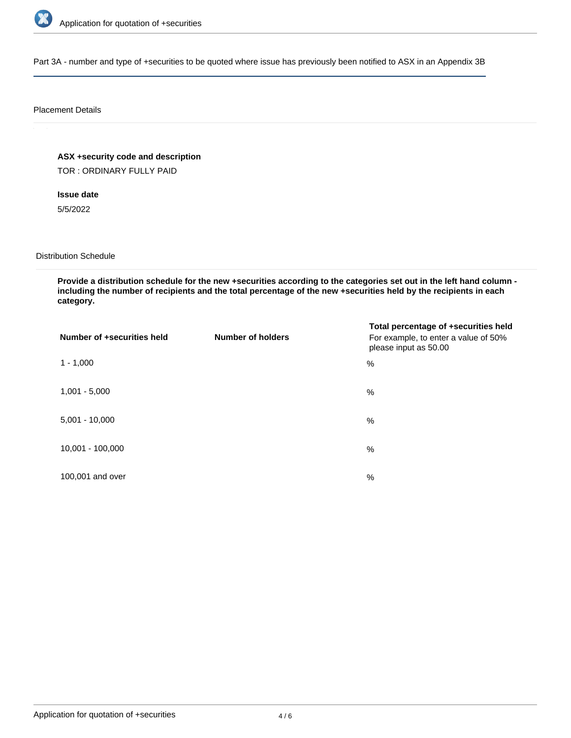Part 3A - number and type of +securities to be quoted where issue has previously been notified to ASX in an Appendix 3B

Placement Details

**ASX +security code and description**

TOR : ORDINARY FULLY PAID

**Issue date**

5/5/2022

Distribution Schedule

**Provide a distribution schedule for the new +securities according to the categories set out in the left hand column - including the number of recipients and the total percentage of the new +securities held by the recipients in each category.**

| **Number of +securities held** | **Number of holders** | **Total percentage of +securities held** For example, to enter a value of 50% please input as 50.00 |
|---|---|---|
| 1 - 1,000 | | % |
| 1,001 - 5,000 | | % |
| 5,001 - 10,000 | | % |
| 10,001 - 100,000 | | % |
| 100,001 and over | | % |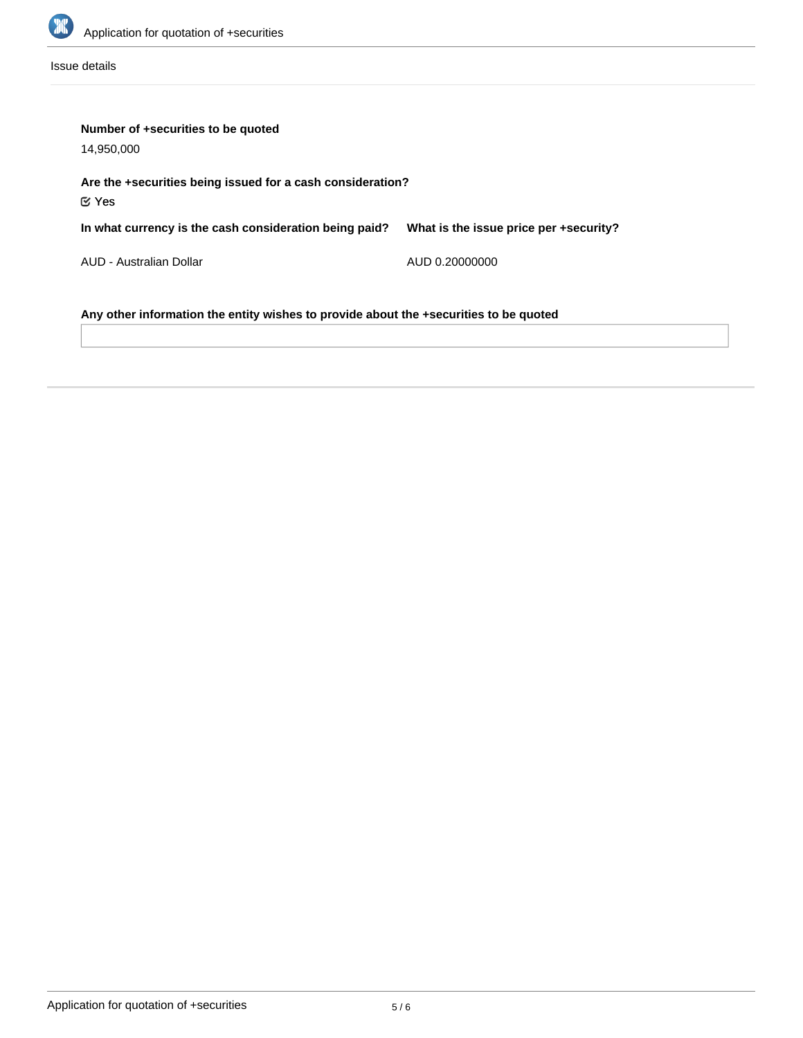Issue details

**Number of +securities to be quoted**

14,950,000

**Are the +securities being issued for a cash consideration?**

☑ Yes

| In what currency is the cash consideration being paid? | What is the issue price per +security? |
| --- | --- |
| AUD - Australian Dollar | AUD 0.20000000 |

**Any other information the entity wishes to provide about the +securities to be quoted**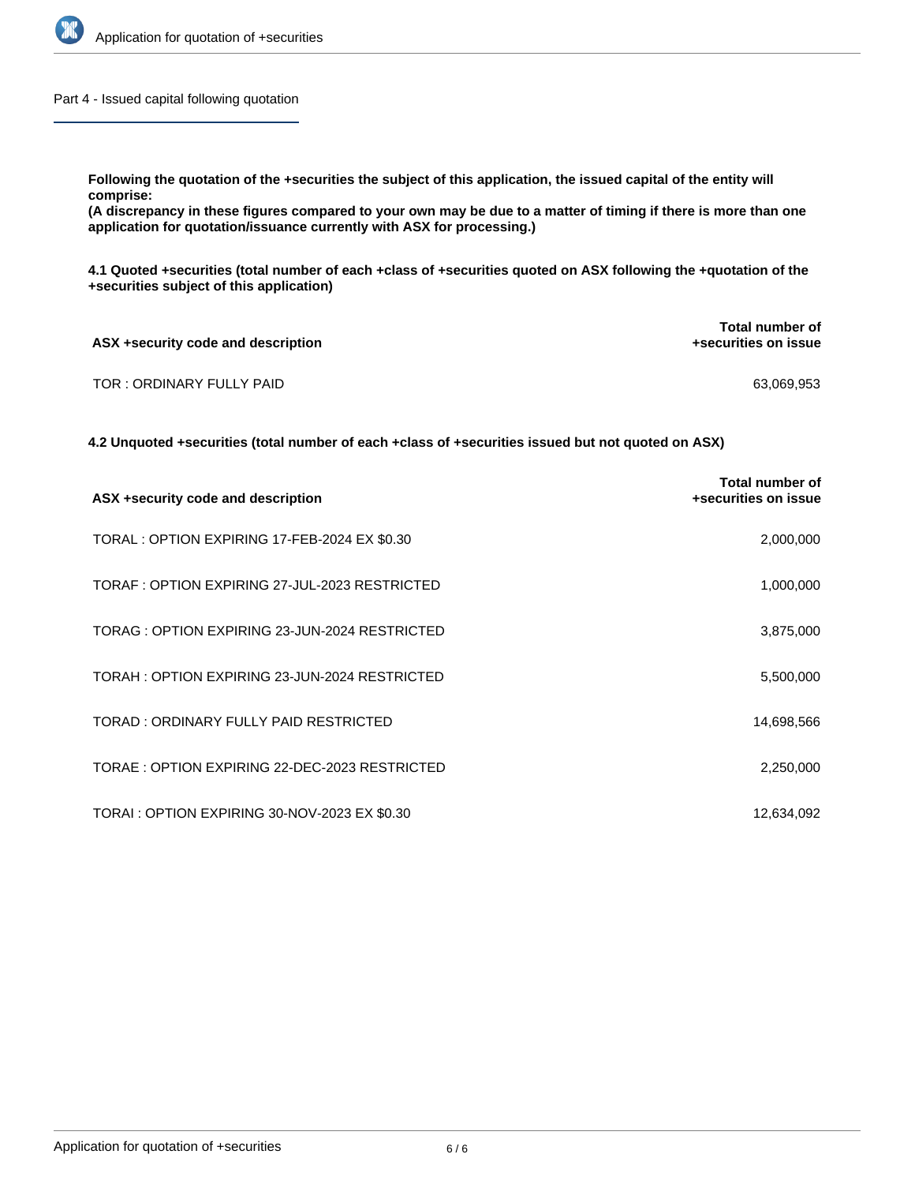## Part 4 - Issued capital following quotation

**Following the quotation of the +securities the subject of this application, the issued capital of the entity will comprise:**
**(A discrepancy in these figures compared to your own may be due to a matter of timing if there is more than one application for quotation/issuance currently with ASX for processing.)**

**4.1 Quoted +securities (total number of each +class of +securities quoted on ASX following the +quotation of the +securities subject of this application)**

| ASX +security code and description | Total number of +securities on issue |
|---|---|
| TOR : ORDINARY FULLY PAID | 63,069,953 |

**4.2 Unquoted +securities (total number of each +class of +securities issued but not quoted on ASX)**

| ASX +security code and description | Total number of +securities on issue |
|---|---|
| TORAL : OPTION EXPIRING 17-FEB-2024 EX $0.30 | 2,000,000 |
| TORAF : OPTION EXPIRING 27-JUL-2023 RESTRICTED | 1,000,000 |
| TORAG : OPTION EXPIRING 23-JUN-2024 RESTRICTED | 3,875,000 |
| TORAH : OPTION EXPIRING 23-JUN-2024 RESTRICTED | 5,500,000 |
| TORAD : ORDINARY FULLY PAID RESTRICTED | 14,698,566 |
| TORAE : OPTION EXPIRING 22-DEC-2023 RESTRICTED | 2,250,000 |
| TORAI : OPTION EXPIRING 30-NOV-2023 EX $0.30 | 12,634,092 |